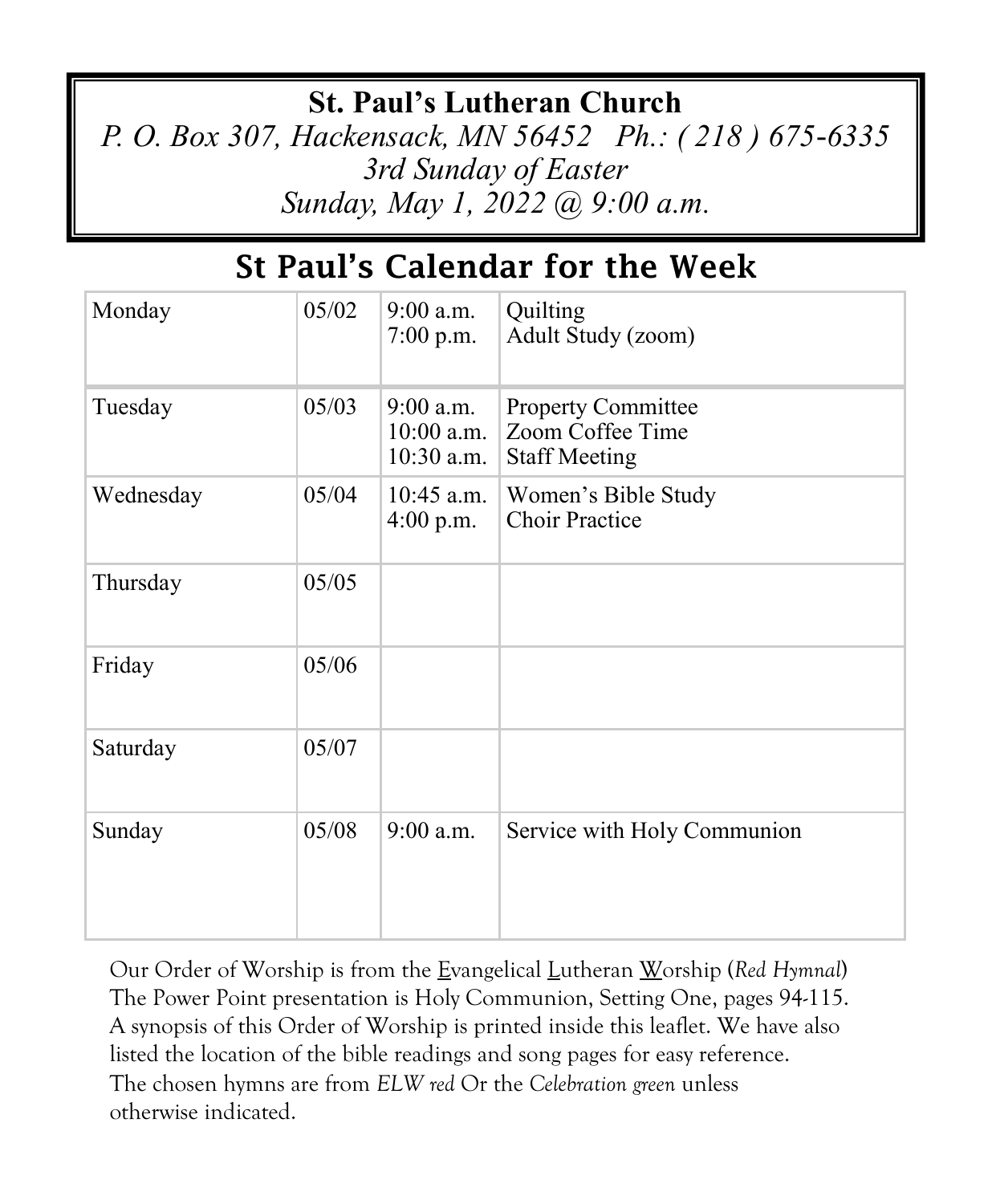**St. Paul's Lutheran Church**

*P. O. Box 307, Hackensack, MN 56452 Ph.: ( 218 ) 675-6335*

*3rd Sunday of Easter*

*Sunday, May 1, 2022 @ 9:00 a.m.*

## St Paul's Calendar for the Week

| | | | |
|---|---|---|---|
| Monday | 05/02 | 9:00 a.m.<br>7:00 p.m. | Quilting<br>Adult Study (zoom) |
| Tuesday | 05/03 | 9:00 a.m.<br>10:00 a.m.<br>10:30 a.m. | Property Committee<br>Zoom Coffee Time<br>Staff Meeting |
| Wednesday | 05/04 | 10:45 a.m.<br>4:00 p.m. | Women's Bible Study<br>Choir Practice |
| Thursday | 05/05 | | |
| Friday | 05/06 | | |
| Saturday | 05/07 | | |
| Sunday | 05/08 | 9:00 a.m. | Service with Holy Communion |

Our Order of Worship is from the Evangelical Lutheran Worship (*Red Hymnal*)
The Power Point presentation is Holy Communion, Setting One, pages 94-115.
A synopsis of this Order of Worship is printed inside this leaflet. We have also listed the location of the bible readings and song pages for easy reference.
The chosen hymns are from *ELW red* Or the *Celebration green* unless otherwise indicated.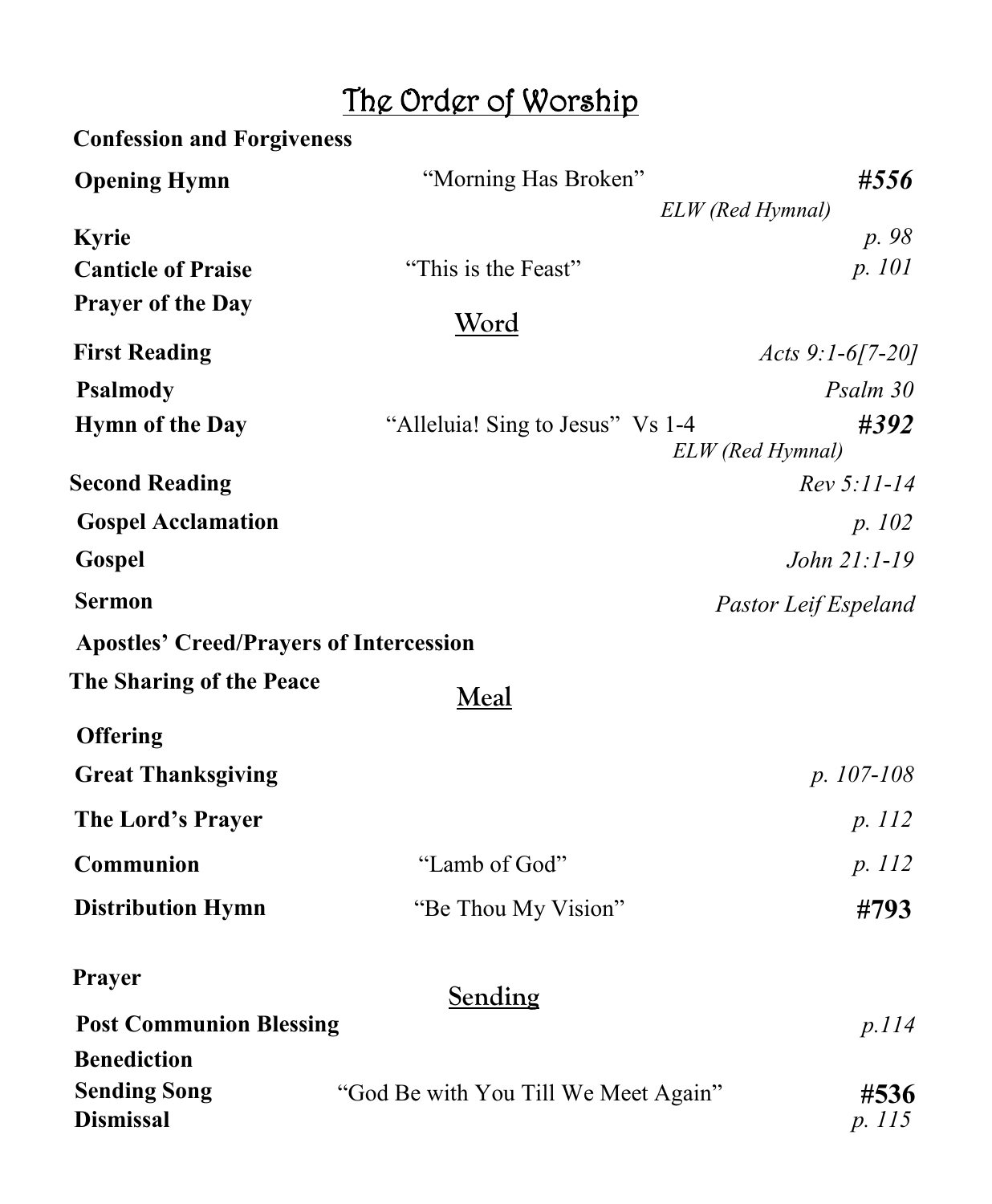# The Order of Worship

**Confession and Forgiveness**

| | | |
|---|---|---|
| **Opening Hymn** | "Morning Has Broken" | ***#556*** *ELW (Red Hymnal)* |
| **Kyrie** | | *p. 98* |
| **Canticle of Praise** | "This is the Feast" | *p. 101* |
| **Prayer of the Day** | | |

## Word

| | | |
|---|---|---|
| **First Reading** | | *Acts 9:1-6[7-20]* |
| **Psalmody** | | *Psalm 30* |
| **Hymn of the Day** | "Alleluia! Sing to Jesus" Vs 1-4 | ***#392*** *ELW (Red Hymnal)* |
| **Second Reading** | | *Rev 5:11-14* |
| **Gospel Acclamation** | | *p. 102* |
| **Gospel** | | *John 21:1-19* |
| **Sermon** | | *Pastor Leif Espeland* |

**Apostles' Creed/Prayers of Intercession**

**The Sharing of the Peace**

## Meal

| | | |
|---|---|---|
| **Offering** | | |
| **Great Thanksgiving** | | *p. 107-108* |
| **The Lord's Prayer** | | *p. 112* |
| **Communion** | "Lamb of God" | *p. 112* |
| **Distribution Hymn** | "Be Thou My Vision" | **#793** |

**Prayer**

## Sending

| | | |
|---|---|---|
| **Post Communion Blessing** | | *p.114* |
| **Benediction** | | |
| **Sending Song** | "God Be with You Till We Meet Again" | **#536** |
| **Dismissal** | | *p. 115* |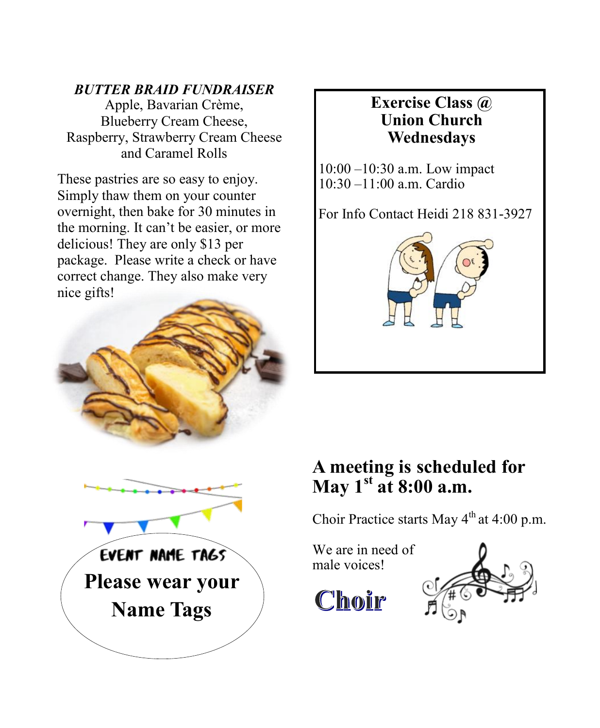### *BUTTER BRAID FUNDRAISER*

Apple, Bavarian Crème,
Blueberry Cream Cheese,
Raspberry, Strawberry Cream Cheese
and Caramel Rolls

These pastries are so easy to enjoy. Simply thaw them on your counter overnight, then bake for 30 minutes in the morning. It can't be easier, or more delicious! They are only $13 per package. Please write a check or have correct change. They also make very nice gifts!

### Exercise Class @ Union Church Wednesdays

10:00 –10:30 a.m. Low impact
10:30 –11:00 a.m. Cardio

For Info Contact Heidi 218 831-3927

EVENT NAME TAGS

**Please wear your Name Tags**

## A meeting is scheduled for May 1st at 8:00 a.m.

Choir Practice starts May 4th at 4:00 p.m.

We are in need of male voices!

**Choir**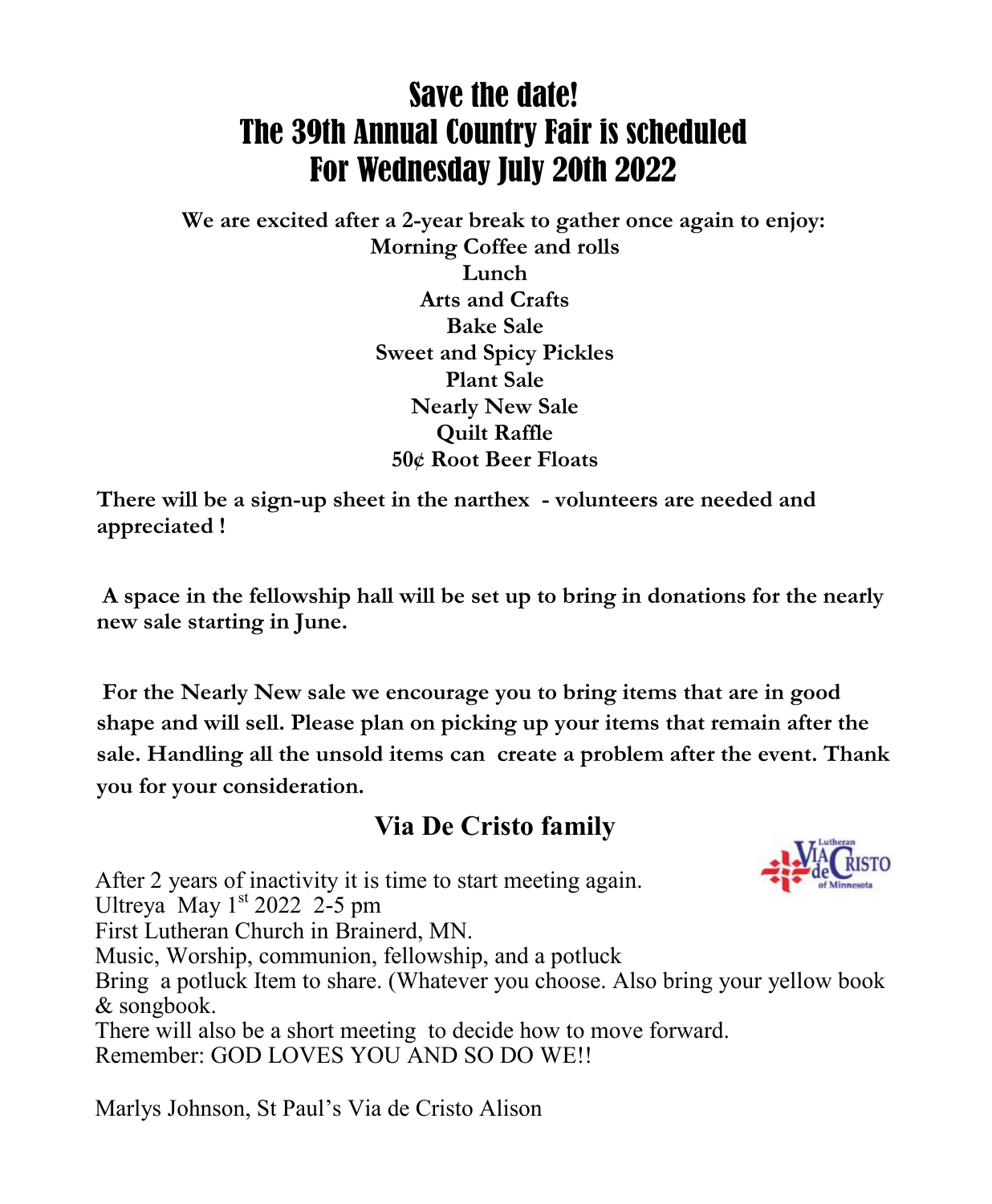# Save the date!
# The 39th Annual Country Fair is scheduled
# For Wednesday July 20th 2022

**We are excited after a 2-year break to gather once again to enjoy:**
**Morning Coffee and rolls**
**Lunch**
**Arts and Crafts**
**Bake Sale**
**Sweet and Spicy Pickles**
**Plant Sale**
**Nearly New Sale**
**Quilt Raffle**
**50¢ Root Beer Floats**

**There will be a sign-up sheet in the narthex - volunteers are needed and appreciated !**

**A space in the fellowship hall will be set up to bring in donations for the nearly new sale starting in June.**

**For the Nearly New sale we encourage you to bring items that are in good shape and will sell. Please plan on picking up your items that remain after the sale. Handling all the unsold items can create a problem after the event. Thank you for your consideration.**

## Via De Cristo family

After 2 years of inactivity it is time to start meeting again.
Ultreya May 1st 2022 2-5 pm
First Lutheran Church in Brainerd, MN.
Music, Worship, communion, fellowship, and a potluck
Bring a potluck Item to share. (Whatever you choose. Also bring your yellow book & songbook.
There will also be a short meeting to decide how to move forward.
Remember: GOD LOVES YOU AND SO DO WE!!

Marlys Johnson, St Paul's Via de Cristo Alison